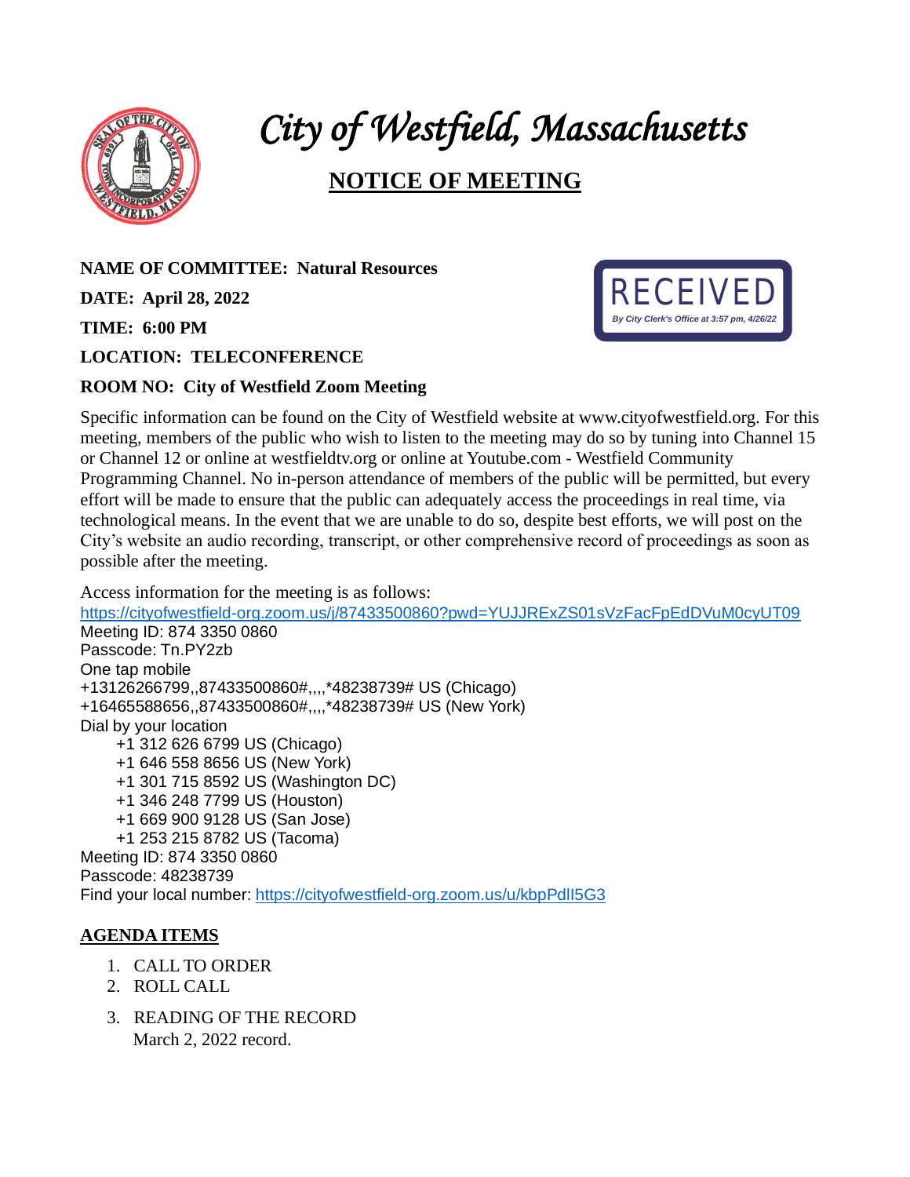# *City of Westfield, Massachusetts*

## NOTICE OF MEETING

RECEIVED
*By City Clerk's Office at 3:57 pm, 4/26/22*

**NAME OF COMMITTEE: Natural Resources**

**DATE: April 28, 2022**

**TIME: 6:00 PM**

**LOCATION: TELECONFERENCE**

**ROOM NO: City of Westfield Zoom Meeting**

Specific information can be found on the City of Westfield website at www.cityofwestfield.org. For this meeting, members of the public who wish to listen to the meeting may do so by tuning into Channel 15 or Channel 12 or online at westfieldtv.org or online at Youtube.com - Westfield Community Programming Channel. No in-person attendance of members of the public will be permitted, but every effort will be made to ensure that the public can adequately access the proceedings in real time, via technological means. In the event that we are unable to do so, despite best efforts, we will post on the City's website an audio recording, transcript, or other comprehensive record of proceedings as soon as possible after the meeting.

Access information for the meeting is as follows:
https://cityofwestfield-org.zoom.us/j/87433500860?pwd=YUJJRExZS01sVzFacFpEdDVuM0cyUT09
Meeting ID: 874 3350 0860
Passcode: Tn.PY2zb
One tap mobile
+13126266799,,87433500860#,,,,*48238739# US (Chicago)
+16465588656,,87433500860#,,,,*48238739# US (New York)
Dial by your location
+1 312 626 6799 US (Chicago)
+1 646 558 8656 US (New York)
+1 301 715 8592 US (Washington DC)
+1 346 248 7799 US (Houston)
+1 669 900 9128 US (San Jose)
+1 253 215 8782 US (Tacoma)
Meeting ID: 874 3350 0860
Passcode: 48238739
Find your local number: https://cityofwestfield-org.zoom.us/u/kbpPdlI5G3

## AGENDA ITEMS

1. CALL TO ORDER
2. ROLL CALL
3. READING OF THE RECORD
   March 2, 2022 record.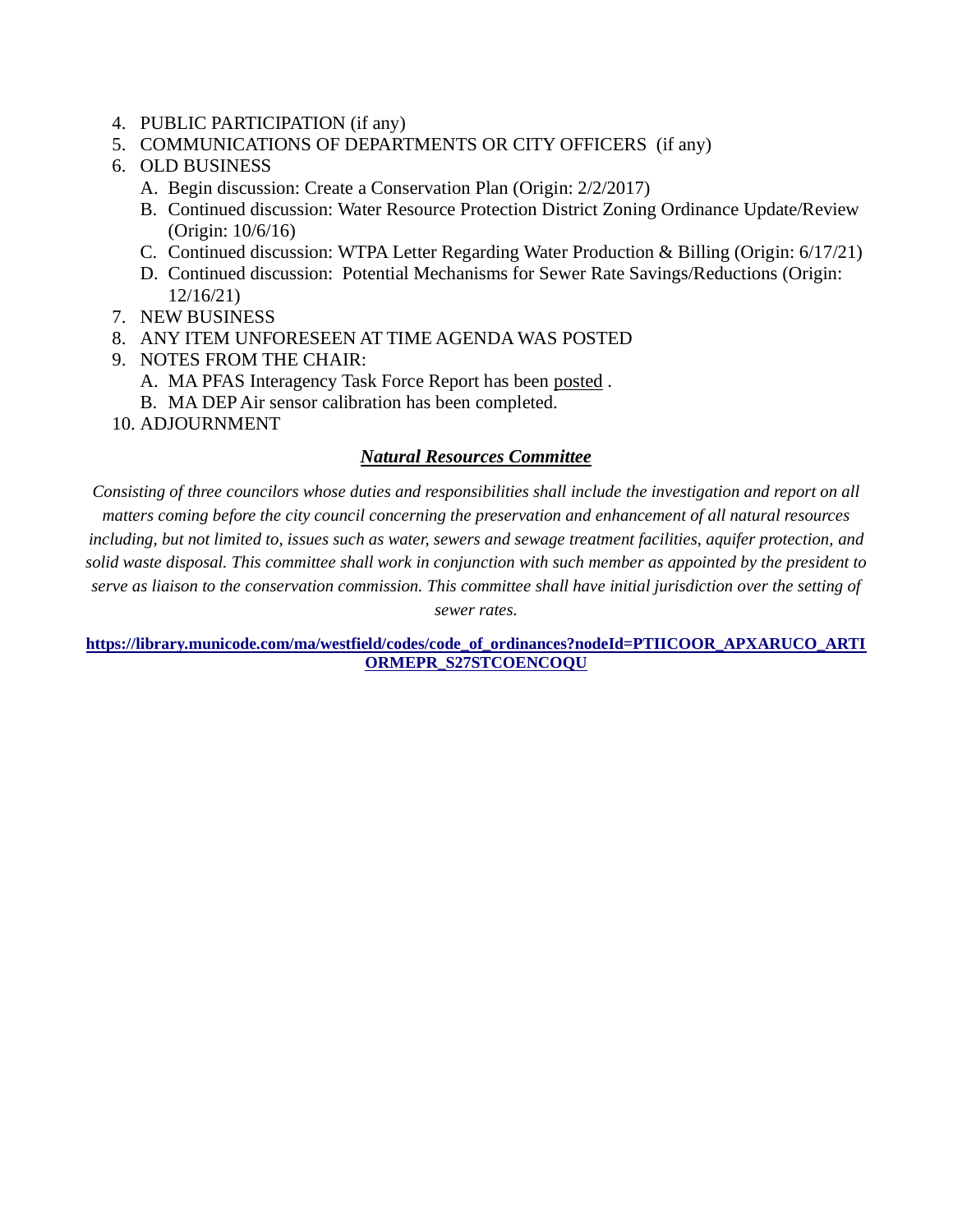4. PUBLIC PARTICIPATION (if any)
5. COMMUNICATIONS OF DEPARTMENTS OR CITY OFFICERS (if any)
6. OLD BUSINESS
   - A. Begin discussion: Create a Conservation Plan (Origin: 2/2/2017)
   - B. Continued discussion: Water Resource Protection District Zoning Ordinance Update/Review (Origin: 10/6/16)
   - C. Continued discussion: WTPA Letter Regarding Water Production & Billing (Origin: 6/17/21)
   - D. Continued discussion: Potential Mechanisms for Sewer Rate Savings/Reductions (Origin: 12/16/21)
7. NEW BUSINESS
8. ANY ITEM UNFORESEEN AT TIME AGENDA WAS POSTED
9. NOTES FROM THE CHAIR:
   - A. MA PFAS Interagency Task Force Report has been posted .
   - B. MA DEP Air sensor calibration has been completed.
10. ADJOURNMENT

***Natural Resources Committee***

*Consisting of three councilors whose duties and responsibilities shall include the investigation and report on all matters coming before the city council concerning the preservation and enhancement of all natural resources including, but not limited to, issues such as water, sewers and sewage treatment facilities, aquifer protection, and solid waste disposal. This committee shall work in conjunction with such member as appointed by the president to serve as liaison to the conservation commission. This committee shall have initial jurisdiction over the setting of sewer rates.*

**https://library.municode.com/ma/westfield/codes/code_of_ordinances?nodeId=PTIICOOR_APXARUCO_ARTIORMEPR_S27STCOENCOQU**